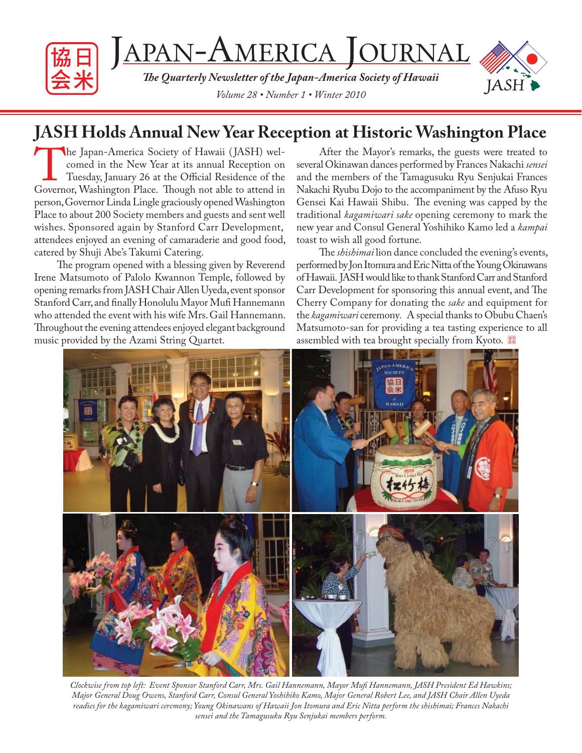# Japan-America Journal

*The Quarterly Newsletter of the Japan-America Society of Hawaii*

*Volume 28 • Number 1 • Winter 2010*

## JASH Holds Annual New Year Reception at Historic Washington Place

The Japan-America Society of Hawaii (JASH) welcomed in the New Year at its annual Reception on Tuesday, January 26 at the Official Residence of the Governor, Washington Place. Though not able to attend in person, Governor Linda Lingle graciously opened Washington Place to about 200 Society members and guests and sent well wishes. Sponsored again by Stanford Carr Development, attendees enjoyed an evening of camaraderie and good food, catered by Shuji Abe's Takumi Catering.

The program opened with a blessing given by Reverend Irene Matsumoto of Palolo Kwannon Temple, followed by opening remarks from JASH Chair Allen Uyeda, event sponsor Stanford Carr, and finally Honolulu Mayor Mufi Hannemann who attended the event with his wife Mrs. Gail Hannemann. Throughout the evening attendees enjoyed elegant background music provided by the Azami String Quartet.

After the Mayor's remarks, the guests were treated to several Okinawan dances performed by Frances Nakachi *sensei* and the members of the Tamagusuku Ryu Senjukai Frances Nakachi Ryubu Dojo to the accompaniment by the Afuso Ryu Gensei Kai Hawaii Shibu. The evening was capped by the traditional *kagamiwari sake* opening ceremony to mark the new year and Consul General Yoshihiko Kamo led a *kampai* toast to wish all good fortune.

The *shishimai* lion dance concluded the evening's events, performed by Jon Itomura and Eric Nitta of the Young Okinawans of Hawaii. JASH would like to thank Stanford Carr and Stanford Carr Development for sponsoring this annual event, and The Cherry Company for donating the *sake* and equipment for the *kagamiwari* ceremony. A special thanks to Obubu Chaen's Matsumoto-san for providing a tea tasting experience to all assembled with tea brought specially from Kyoto.

*Clockwise from top left: Event Sponsor Stanford Carr, Mrs. Gail Hannemann, Mayor Mufi Hannemann, JASH President Ed Hawkins; Major General Doug Owens, Stanford Carr, Consul General Yoshihiko Kamo, Major General Robert Lee, and JASH Chair Allen Uyeda readies for the kagamiwari ceremony; Young Okinawans of Hawaii Jon Itomura and Eric Nitta perform the shishimai; Frances Nakachi sensei and the Tamagusuku Ryu Senjukai members perform.*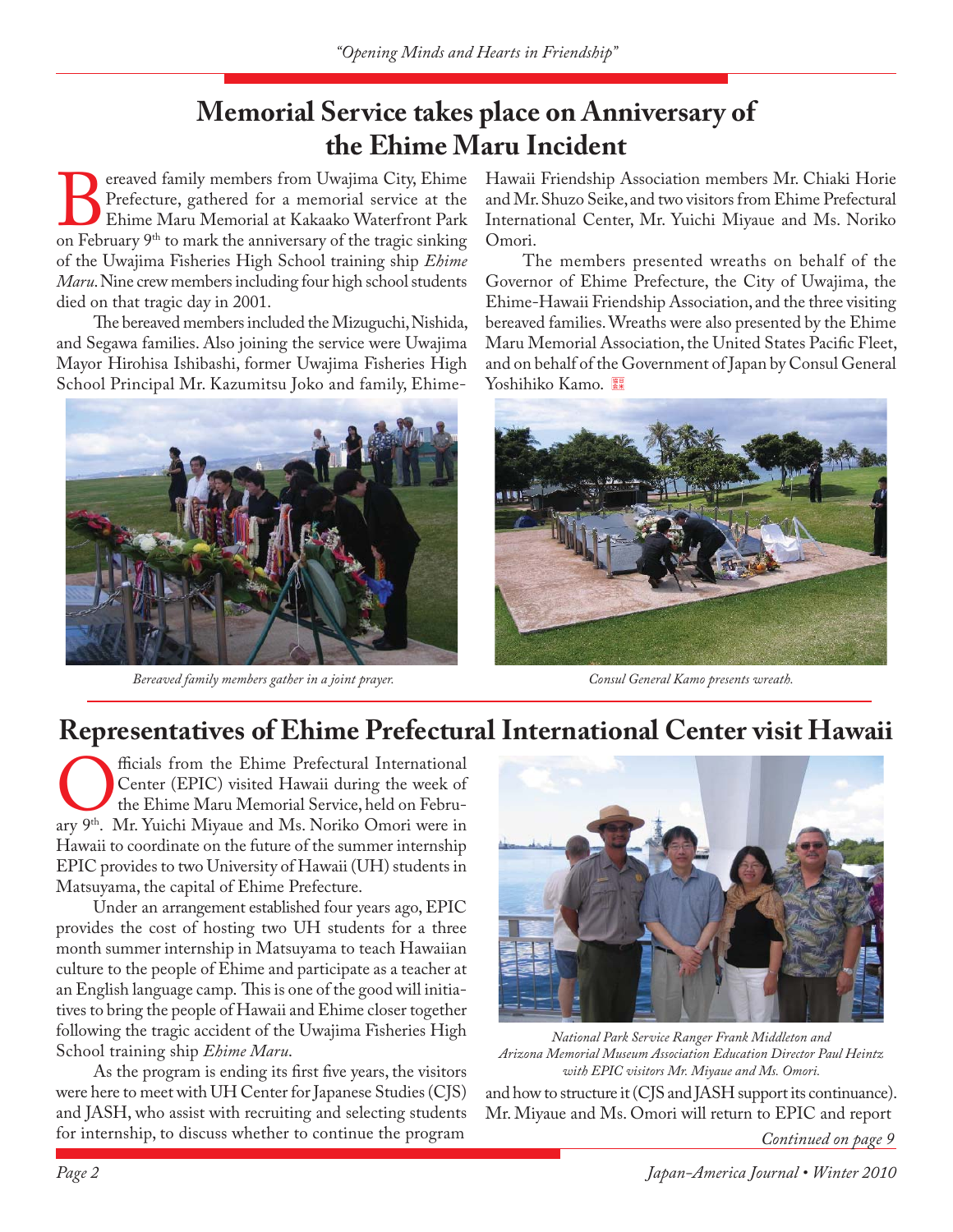# Memorial Service takes place on Anniversary of the Ehime Maru Incident

Bereaved family members from Uwajima City, Ehime Prefecture, gathered for a memorial service at the Ehime Maru Memorial at Kakaako Waterfront Park on February 9th to mark the anniversary of the tragic sinking of the Uwajima Fisheries High School training ship *Ehime Maru*. Nine crew members including four high school students died on that tragic day in 2001.

The bereaved members included the Mizuguchi, Nishida, and Segawa families. Also joining the service were Uwajima Mayor Hirohisa Ishibashi, former Uwajima Fisheries High School Principal Mr. Kazumitsu Joko and family, Ehime-Hawaii Friendship Association members Mr. Chiaki Horie and Mr. Shuzo Seike, and two visitors from Ehime Prefectural International Center, Mr. Yuichi Miyaue and Ms. Noriko Omori.

The members presented wreaths on behalf of the Governor of Ehime Prefecture, the City of Uwajima, the Ehime-Hawaii Friendship Association, and the three visiting bereaved families. Wreaths were also presented by the Ehime Maru Memorial Association, the United States Pacific Fleet, and on behalf of the Government of Japan by Consul General Yoshihiko Kamo.

*Bereaved family members gather in a joint prayer.*

*Consul General Kamo presents wreath.*

# Representatives of Ehime Prefectural International Center visit Hawaii

Officials from the Ehime Prefectural International Center (EPIC) visited Hawaii during the week of the Ehime Maru Memorial Service, held on February 9th. Mr. Yuichi Miyaue and Ms. Noriko Omori were in Hawaii to coordinate on the future of the summer internship EPIC provides to two University of Hawaii (UH) students in Matsuyama, the capital of Ehime Prefecture.

Under an arrangement established four years ago, EPIC provides the cost of hosting two UH students for a three month summer internship in Matsuyama to teach Hawaiian culture to the people of Ehime and participate as a teacher at an English language camp. This is one of the good will initiatives to bring the people of Hawaii and Ehime closer together following the tragic accident of the Uwajima Fisheries High School training ship *Ehime Maru*.

As the program is ending its first five years, the visitors were here to meet with UH Center for Japanese Studies (CJS) and JASH, who assist with recruiting and selecting students for internship, to discuss whether to continue the program and how to structure it (CJS and JASH support its continuance). Mr. Miyaue and Ms. Omori will return to EPIC and report

*National Park Service Ranger Frank Middleton and Arizona Memorial Museum Association Education Director Paul Heintz with EPIC visitors Mr. Miyaue and Ms. Omori.*

*Continued on page 9*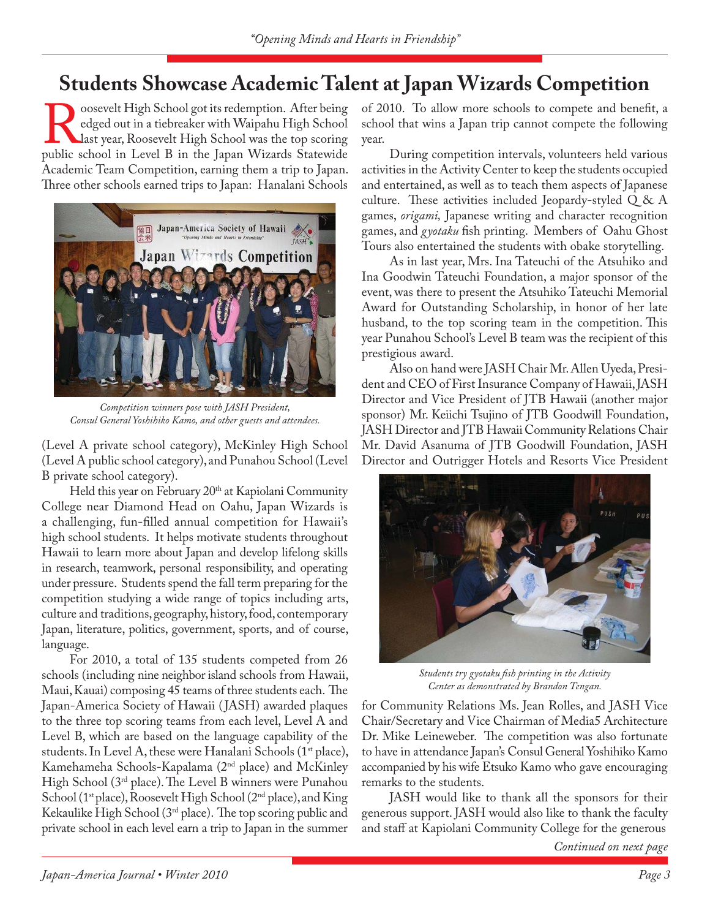# Students Showcase Academic Talent at Japan Wizards Competition

Roosevelt High School got its redemption. After being edged out in a tiebreaker with Waipahu High School last year, Roosevelt High School was the top scoring public school in Level B in the Japan Wizards Statewide Academic Team Competition, earning them a trip to Japan. Three other schools earned trips to Japan: Hanalani Schools (Level A private school category), McKinley High School (Level A public school category), and Punahou School (Level B private school category).

*Competition winners pose with JASH President, Consul General Yoshihiko Kamo, and other guests and attendees.*

Held this year on February 20th at Kapiolani Community College near Diamond Head on Oahu, Japan Wizards is a challenging, fun-filled annual competition for Hawaii's high school students. It helps motivate students throughout Hawaii to learn more about Japan and develop lifelong skills in research, teamwork, personal responsibility, and operating under pressure. Students spend the fall term preparing for the competition studying a wide range of topics including arts, culture and traditions, geography, history, food, contemporary Japan, literature, politics, government, sports, and of course, language.

For 2010, a total of 135 students competed from 26 schools (including nine neighbor island schools from Hawaii, Maui, Kauai) composing 45 teams of three students each. The Japan-America Society of Hawaii (JASH) awarded plaques to the three top scoring teams from each level, Level A and Level B, which are based on the language capability of the students. In Level A, these were Hanalani Schools (1st place), Kamehameha Schools-Kapalama (2nd place) and McKinley High School (3rd place). The Level B winners were Punahou School (1st place), Roosevelt High School (2nd place), and King Kekaulike High School (3rd place). The top scoring public and private school in each level earn a trip to Japan in the summer of 2010. To allow more schools to compete and benefit, a school that wins a Japan trip cannot compete the following year.

During competition intervals, volunteers held various activities in the Activity Center to keep the students occupied and entertained, as well as to teach them aspects of Japanese culture. These activities included Jeopardy-styled Q & A games, *origami,* Japanese writing and character recognition games, and *gyotaku* fish printing. Members of Oahu Ghost Tours also entertained the students with obake storytelling.

As in last year, Mrs. Ina Tateuchi of the Atsuhiko and Ina Goodwin Tateuchi Foundation, a major sponsor of the event, was there to present the Atsuhiko Tateuchi Memorial Award for Outstanding Scholarship, in honor of her late husband, to the top scoring team in the competition. This year Punahou School's Level B team was the recipient of this prestigious award.

Also on hand were JASH Chair Mr. Allen Uyeda, President and CEO of First Insurance Company of Hawaii, JASH Director and Vice President of JTB Hawaii (another major sponsor) Mr. Keiichi Tsujino of JTB Goodwill Foundation, JASH Director and JTB Hawaii Community Relations Chair Mr. David Asanuma of JTB Goodwill Foundation, JASH Director and Outrigger Hotels and Resorts Vice President for Community Relations Ms. Jean Rolles, and JASH Vice Chair/Secretary and Vice Chairman of Media5 Architecture Dr. Mike Leineweber. The competition was also fortunate to have in attendance Japan's Consul General Yoshihiko Kamo accompanied by his wife Etsuko Kamo who gave encouraging remarks to the students.

*Students try gyotaku fish printing in the Activity Center as demonstrated by Brandon Tengan.*

JASH would like to thank all the sponsors for their generous support. JASH would also like to thank the faculty and staff at Kapiolani Community College for the generous

*Continued on next page*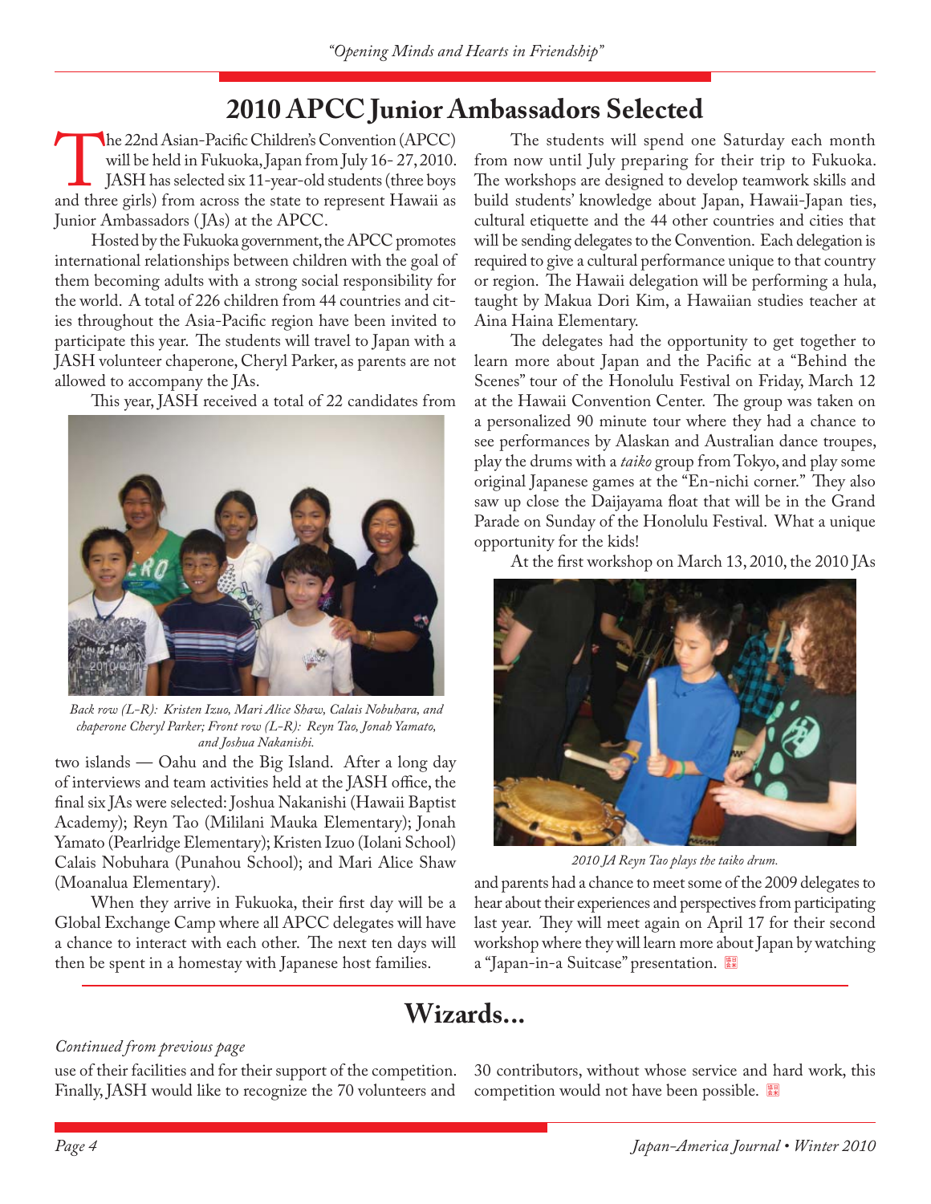## 2010 APCC Junior Ambassadors Selected

The 22nd Asian-Pacific Children's Convention (APCC) will be held in Fukuoka, Japan from July 16- 27, 2010. JASH has selected six 11-year-old students (three boys and three girls) from across the state to represent Hawaii as Junior Ambassadors (JAs) at the APCC.

Hosted by the Fukuoka government, the APCC promotes international relationships between children with the goal of them becoming adults with a strong social responsibility for the world. A total of 226 children from 44 countries and cities throughout the Asia-Pacific region have been invited to participate this year. The students will travel to Japan with a JASH volunteer chaperone, Cheryl Parker, as parents are not allowed to accompany the JAs.

This year, JASH received a total of 22 candidates from two islands — Oahu and the Big Island. After a long day of interviews and team activities held at the JASH office, the final six JAs were selected: Joshua Nakanishi (Hawaii Baptist Academy); Reyn Tao (Mililani Mauka Elementary); Jonah Yamato (Pearlridge Elementary); Kristen Izuo (Iolani School) Calais Nobuhara (Punahou School); and Mari Alice Shaw (Moanalua Elementary).

*Back row (L-R): Kristen Izuo, Mari Alice Shaw, Calais Nobuhara, and chaperone Cheryl Parker; Front row (L-R): Reyn Tao, Jonah Yamato, and Joshua Nakanishi.*

When they arrive in Fukuoka, their first day will be a Global Exchange Camp where all APCC delegates will have a chance to interact with each other. The next ten days will then be spent in a homestay with Japanese host families.

The students will spend one Saturday each month from now until July preparing for their trip to Fukuoka. The workshops are designed to develop teamwork skills and build students' knowledge about Japan, Hawaii-Japan ties, cultural etiquette and the 44 other countries and cities that will be sending delegates to the Convention. Each delegation is required to give a cultural performance unique to that country or region. The Hawaii delegation will be performing a hula, taught by Makua Dori Kim, a Hawaiian studies teacher at Aina Haina Elementary.

The delegates had the opportunity to get together to learn more about Japan and the Pacific at a "Behind the Scenes" tour of the Honolulu Festival on Friday, March 12 at the Hawaii Convention Center. The group was taken on a personalized 90 minute tour where they had a chance to see performances by Alaskan and Australian dance troupes, play the drums with a *taiko* group from Tokyo, and play some original Japanese games at the "En-nichi corner." They also saw up close the Daijayama float that will be in the Grand Parade on Sunday of the Honolulu Festival. What a unique opportunity for the kids!

At the first workshop on March 13, 2010, the 2010 JAs and parents had a chance to meet some of the 2009 delegates to hear about their experiences and perspectives from participating last year. They will meet again on April 17 for their second workshop where they will learn more about Japan by watching a "Japan-in-a Suitcase" presentation.

*2010 JA Reyn Tao plays the taiko drum.*

## Wizards...

*Continued from previous page*

use of their facilities and for their support of the competition. Finally, JASH would like to recognize the 70 volunteers and 30 contributors, without whose service and hard work, this competition would not have been possible.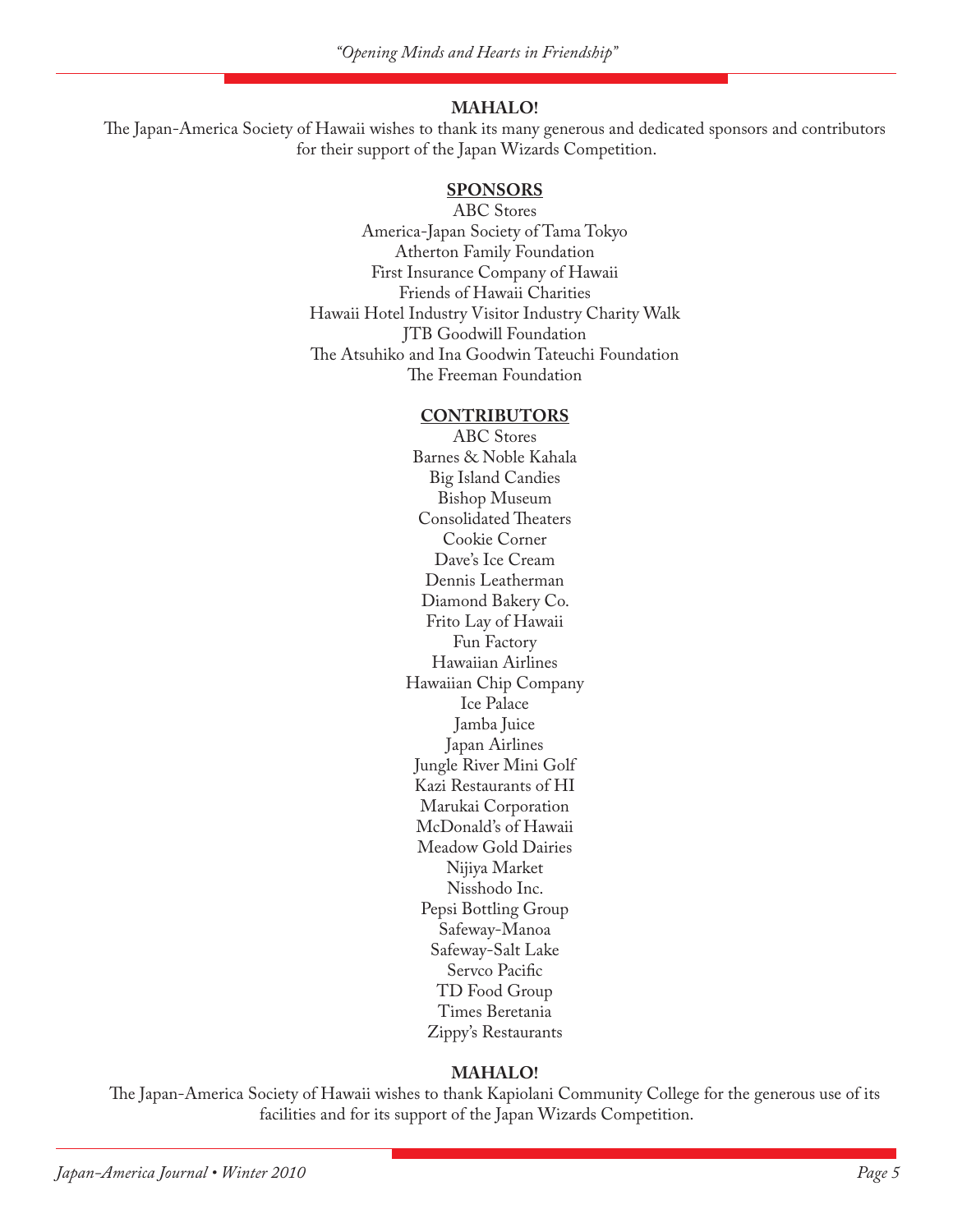## MAHALO!

The Japan-America Society of Hawaii wishes to thank its many generous and dedicated sponsors and contributors for their support of the Japan Wizards Competition.

### SPONSORS

ABC Stores
America-Japan Society of Tama Tokyo
Atherton Family Foundation
First Insurance Company of Hawaii
Friends of Hawaii Charities
Hawaii Hotel Industry Visitor Industry Charity Walk
JTB Goodwill Foundation
The Atsuhiko and Ina Goodwin Tateuchi Foundation
The Freeman Foundation

### CONTRIBUTORS

ABC Stores
Barnes & Noble Kahala
Big Island Candies
Bishop Museum
Consolidated Theaters
Cookie Corner
Dave's Ice Cream
Dennis Leatherman
Diamond Bakery Co.
Frito Lay of Hawaii
Fun Factory
Hawaiian Airlines
Hawaiian Chip Company
Ice Palace
Jamba Juice
Japan Airlines
Jungle River Mini Golf
Kazi Restaurants of HI
Marukai Corporation
McDonald's of Hawaii
Meadow Gold Dairies
Nijiya Market
Nisshodo Inc.
Pepsi Bottling Group
Safeway-Manoa
Safeway-Salt Lake
Servco Pacific
TD Food Group
Times Beretania
Zippy's Restaurants

## MAHALO!

The Japan-America Society of Hawaii wishes to thank Kapiolani Community College for the generous use of its facilities and for its support of the Japan Wizards Competition.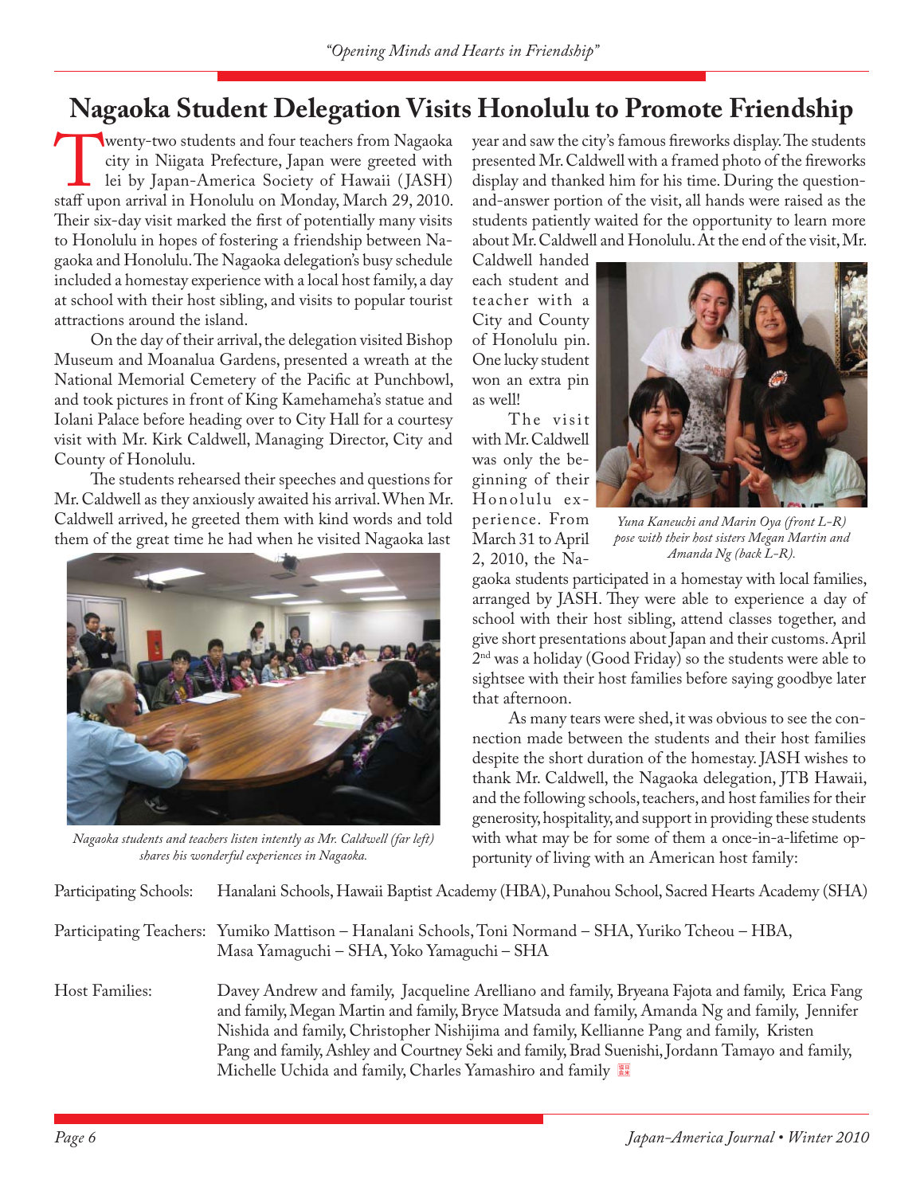# Nagaoka Student Delegation Visits Honolulu to Promote Friendship

Twenty-two students and four teachers from Nagaoka city in Niigata Prefecture, Japan were greeted with lei by Japan-America Society of Hawaii (JASH) staff upon arrival in Honolulu on Monday, March 29, 2010. Their six-day visit marked the first of potentially many visits to Honolulu in hopes of fostering a friendship between Nagaoka and Honolulu. The Nagaoka delegation's busy schedule included a homestay experience with a local host family, a day at school with their host sibling, and visits to popular tourist attractions around the island.

On the day of their arrival, the delegation visited Bishop Museum and Moanalua Gardens, presented a wreath at the National Memorial Cemetery of the Pacific at Punchbowl, and took pictures in front of King Kamehameha's statue and Iolani Palace before heading over to City Hall for a courtesy visit with Mr. Kirk Caldwell, Managing Director, City and County of Honolulu.

The students rehearsed their speeches and questions for Mr. Caldwell as they anxiously awaited his arrival. When Mr. Caldwell arrived, he greeted them with kind words and told them of the great time he had when he visited Nagaoka last year and saw the city's famous fireworks display. The students presented Mr. Caldwell with a framed photo of the fireworks display and thanked him for his time. During the question-and-answer portion of the visit, all hands were raised as the students patiently waited for the opportunity to learn more about Mr. Caldwell and Honolulu. At the end of the visit, Mr. Caldwell handed each student and teacher with a City and County of Honolulu pin. One lucky student won an extra pin as well!

*Nagaoka students and teachers listen intently as Mr. Caldwell (far left) shares his wonderful experiences in Nagaoka.*

The visit with Mr. Caldwell was only the beginning of their Honolulu experience. From March 31 to April 2, 2010, the Nagaoka students participated in a homestay with local families, arranged by JASH. They were able to experience a day of school with their host sibling, attend classes together, and give short presentations about Japan and their customs. April 2nd was a holiday (Good Friday) so the students were able to sightsee with their host families before saying goodbye later that afternoon.

*Yuna Kaneuchi and Marin Oya (front L-R) pose with their host sisters Megan Martin and Amanda Ng (back L-R).*

As many tears were shed, it was obvious to see the connection made between the students and their host families despite the short duration of the homestay. JASH wishes to thank Mr. Caldwell, the Nagaoka delegation, JTB Hawaii, and the following schools, teachers, and host families for their generosity, hospitality, and support in providing these students with what may be for some of them a once-in-a-lifetime opportunity of living with an American host family:

Participating Schools: Hanalani Schools, Hawaii Baptist Academy (HBA), Punahou School, Sacred Hearts Academy (SHA)

Participating Teachers: Yumiko Mattison – Hanalani Schools, Toni Normand – SHA, Yuriko Tcheou – HBA, Masa Yamaguchi – SHA, Yoko Yamaguchi – SHA

Host Families: Davey Andrew and family, Jacqueline Arelliano and family, Bryeana Fajota and family, Erica Fang and family, Megan Martin and family, Bryce Matsuda and family, Amanda Ng and family, Jennifer Nishida and family, Christopher Nishijima and family, Kellianne Pang and family, Kristen Pang and family, Ashley and Courtney Seki and family, Brad Suenishi, Jordann Tamayo and family, Michelle Uchida and family, Charles Yamashiro and family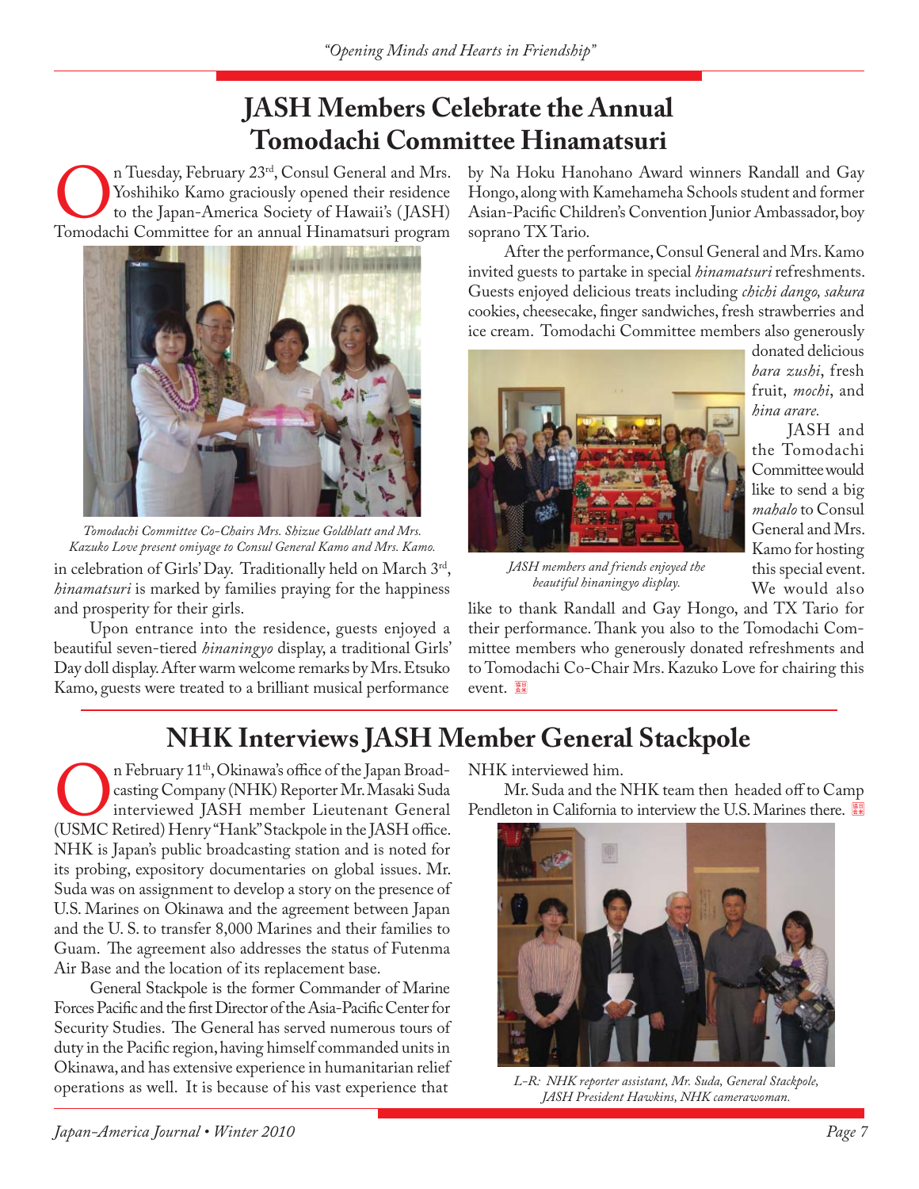# JASH Members Celebrate the Annual Tomodachi Committee Hinamatsuri

On Tuesday, February 23rd, Consul General and Mrs. Yoshihiko Kamo graciously opened their residence to the Japan-America Society of Hawaii's (JASH) Tomodachi Committee for an annual Hinamatsuri program in celebration of Girls' Day. Traditionally held on March 3rd, *hinamatsuri* is marked by families praying for the happiness and prosperity for their girls.

*Tomodachi Committee Co-Chairs Mrs. Shizue Goldblatt and Mrs. Kazuko Love present omiyage to Consul General Kamo and Mrs. Kamo.*

Upon entrance into the residence, guests enjoyed a beautiful seven-tiered *hinaningyo* display, a traditional Girls' Day doll display. After warm welcome remarks by Mrs. Etsuko Kamo, guests were treated to a brilliant musical performance by Na Hoku Hanohano Award winners Randall and Gay Hongo, along with Kamehameha Schools student and former Asian-Pacific Children's Convention Junior Ambassador, boy soprano TX Tario.

After the performance, Consul General and Mrs. Kamo invited guests to partake in special *hinamatsuri* refreshments. Guests enjoyed delicious treats including *chichi dango, sakura* cookies, cheesecake, finger sandwiches, fresh strawberries and ice cream. Tomodachi Committee members also generously donated delicious *bara zushi*, fresh fruit, *mochi*, and *hina arare.*

*JASH members and friends enjoyed the beautiful hinaningyo display.*

JASH and the Tomodachi Committee would like to send a big *mahalo* to Consul General and Mrs. Kamo for hosting this special event. We would also like to thank Randall and Gay Hongo, and TX Tario for their performance. Thank you also to the Tomodachi Committee members who generously donated refreshments and to Tomodachi Co-Chair Mrs. Kazuko Love for chairing this event.

# NHK Interviews JASH Member General Stackpole

On February 11th, Okinawa's office of the Japan Broadcasting Company (NHK) Reporter Mr. Masaki Suda interviewed JASH member Lieutenant General (USMC Retired) Henry "Hank" Stackpole in the JASH office. NHK is Japan's public broadcasting station and is noted for its probing, expository documentaries on global issues. Mr. Suda was on assignment to develop a story on the presence of U.S. Marines on Okinawa and the agreement between Japan and the U. S. to transfer 8,000 Marines and their families to Guam. The agreement also addresses the status of Futenma Air Base and the location of its replacement base.

General Stackpole is the former Commander of Marine Forces Pacific and the first Director of the Asia-Pacific Center for Security Studies. The General has served numerous tours of duty in the Pacific region, having himself commanded units in Okinawa, and has extensive experience in humanitarian relief operations as well. It is because of his vast experience that NHK interviewed him.

Mr. Suda and the NHK team then headed off to Camp Pendleton in California to interview the U.S. Marines there.

*L-R: NHK reporter assistant, Mr. Suda, General Stackpole, JASH President Hawkins, NHK camerawoman.*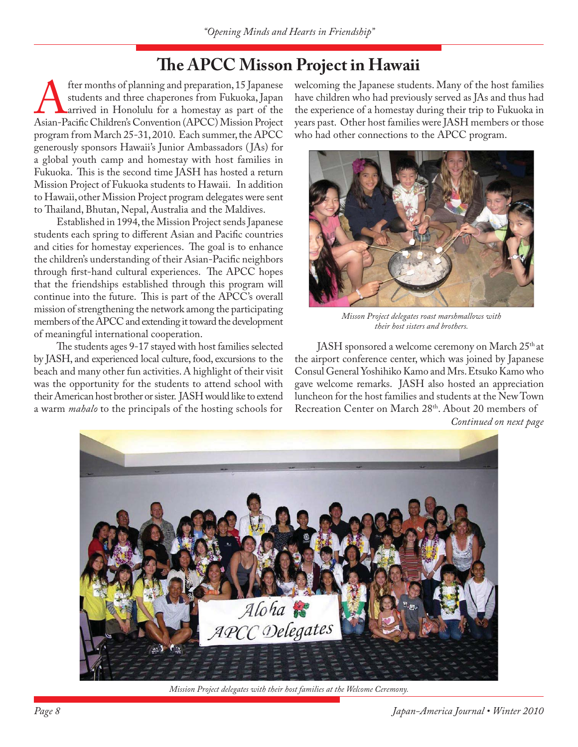# The APCC Misson Project in Hawaii

After months of planning and preparation, 15 Japanese students and three chaperones from Fukuoka, Japan arrived in Honolulu for a homestay as part of the Asian-Pacific Children's Convention (APCC) Mission Project program from March 25-31, 2010. Each summer, the APCC generously sponsors Hawaii's Junior Ambassadors (JAs) for a global youth camp and homestay with host families in Fukuoka. This is the second time JASH has hosted a return Mission Project of Fukuoka students to Hawaii. In addition to Hawaii, other Mission Project program delegates were sent to Thailand, Bhutan, Nepal, Australia and the Maldives.

Established in 1994, the Mission Project sends Japanese students each spring to different Asian and Pacific countries and cities for homestay experiences. The goal is to enhance the children's understanding of their Asian-Pacific neighbors through first-hand cultural experiences. The APCC hopes that the friendships established through this program will continue into the future. This is part of the APCC's overall mission of strengthening the network among the participating members of the APCC and extending it toward the development of meaningful international cooperation.

The students ages 9-17 stayed with host families selected by JASH, and experienced local culture, food, excursions to the beach and many other fun activities. A highlight of their visit was the opportunity for the students to attend school with their American host brother or sister. JASH would like to extend a warm *mahalo* to the principals of the hosting schools for welcoming the Japanese students. Many of the host families have children who had previously served as JAs and thus had the experience of a homestay during their trip to Fukuoka in years past. Other host families were JASH members or those who had other connections to the APCC program.

*Misson Project delegates roast marshmallows with their host sisters and brothers.*

JASH sponsored a welcome ceremony on March 25th at the airport conference center, which was joined by Japanese Consul General Yoshihiko Kamo and Mrs. Etsuko Kamo who gave welcome remarks. JASH also hosted an appreciation luncheon for the host families and students at the New Town Recreation Center on March 28th. About 20 members of

*Continued on next page*

*Mission Project delegates with their host families at the Welcome Ceremony.*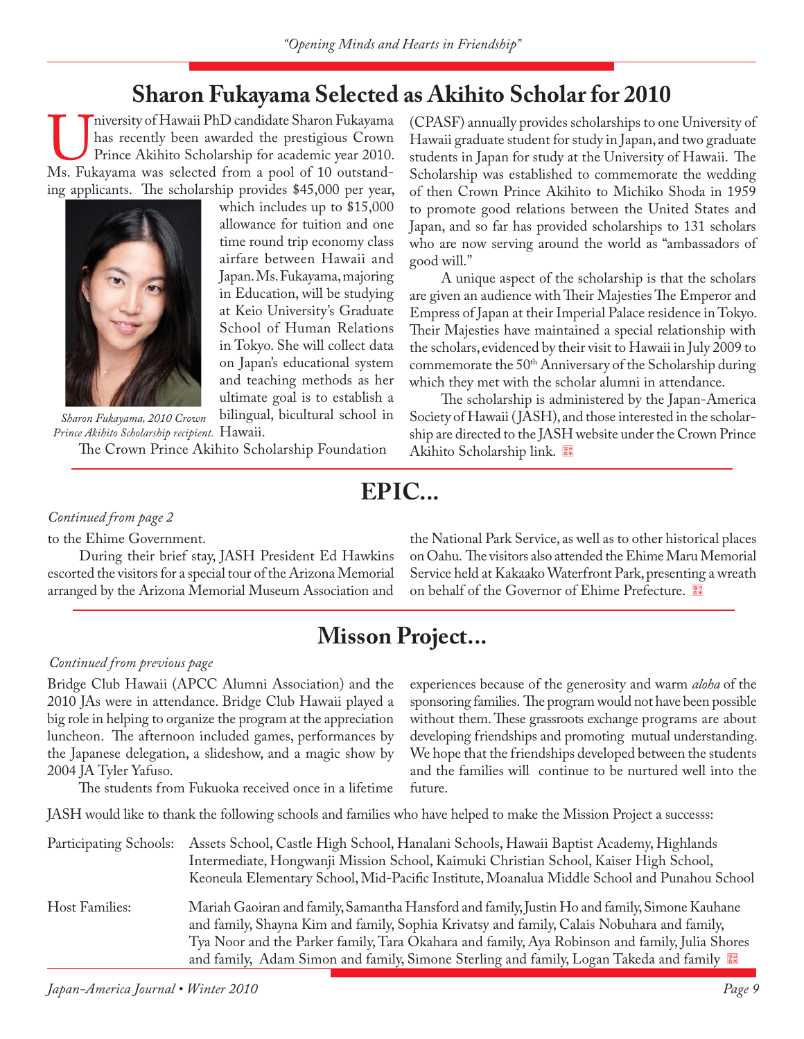## Sharon Fukayama Selected as Akihito Scholar for 2010

University of Hawaii PhD candidate Sharon Fukayama has recently been awarded the prestigious Crown Prince Akihito Scholarship for academic year 2010. Ms. Fukayama was selected from a pool of 10 outstanding applicants. The scholarship provides $45,000 per year, which includes up to $15,000 allowance for tuition and one time round trip economy class airfare between Hawaii and Japan. Ms. Fukayama, majoring in Education, will be studying at Keio University's Graduate School of Human Relations in Tokyo. She will collect data on Japan's educational system and teaching methods as her ultimate goal is to establish a bilingual, bicultural school in Hawaii.

*Sharon Fukayama, 2010 Crown Prince Akihito Scholarship recipient.*

The Crown Prince Akihito Scholarship Foundation (CPASF) annually provides scholarships to one University of Hawaii graduate student for study in Japan, and two graduate students in Japan for study at the University of Hawaii. The Scholarship was established to commemorate the wedding of then Crown Prince Akihito to Michiko Shoda in 1959 to promote good relations between the United States and Japan, and so far has provided scholarships to 131 scholars who are now serving around the world as "ambassadors of good will."

A unique aspect of the scholarship is that the scholars are given an audience with Their Majesties The Emperor and Empress of Japan at their Imperial Palace residence in Tokyo. Their Majesties have maintained a special relationship with the scholars, evidenced by their visit to Hawaii in July 2009 to commemorate the 50th Anniversary of the Scholarship during which they met with the scholar alumni in attendance.

The scholarship is administered by the Japan-America Society of Hawaii (JASH), and those interested in the scholarship are directed to the JASH website under the Crown Prince Akihito Scholarship link.

## EPIC...

*Continued from page 2*

to the Ehime Government.

During their brief stay, JASH President Ed Hawkins escorted the visitors for a special tour of the Arizona Memorial arranged by the Arizona Memorial Museum Association and the National Park Service, as well as to other historical places on Oahu. The visitors also attended the Ehime Maru Memorial Service held at Kakaako Waterfront Park, presenting a wreath on behalf of the Governor of Ehime Prefecture.

## Misson Project...

*Continued from previous page*

Bridge Club Hawaii (APCC Alumni Association) and the 2010 JAs were in attendance. Bridge Club Hawaii played a big role in helping to organize the program at the appreciation luncheon. The afternoon included games, performances by the Japanese delegation, a slideshow, and a magic show by 2004 JA Tyler Yafuso.

The students from Fukuoka received once in a lifetime experiences because of the generosity and warm *aloha* of the sponsoring families. The program would not have been possible without them. These grassroots exchange programs are about developing friendships and promoting mutual understanding. We hope that the friendships developed between the students and the families will continue to be nurtured well into the future.

JASH would like to thank the following schools and families who have helped to make the Mission Project a successs:

Participating Schools: Assets School, Castle High School, Hanalani Schools, Hawaii Baptist Academy, Highlands Intermediate, Hongwanji Mission School, Kaimuki Christian School, Kaiser High School, Keoneula Elementary School, Mid-Pacific Institute, Moanalua Middle School and Punahou School

Host Families: Mariah Gaoiran and family, Samantha Hansford and family, Justin Ho and family, Simone Kauhane and family, Shayna Kim and family, Sophia Krivatsy and family, Calais Nobuhara and family, Tya Noor and the Parker family, Tara Okahara and family, Aya Robinson and family, Julia Shores and family, Adam Simon and family, Simone Sterling and family, Logan Takeda and family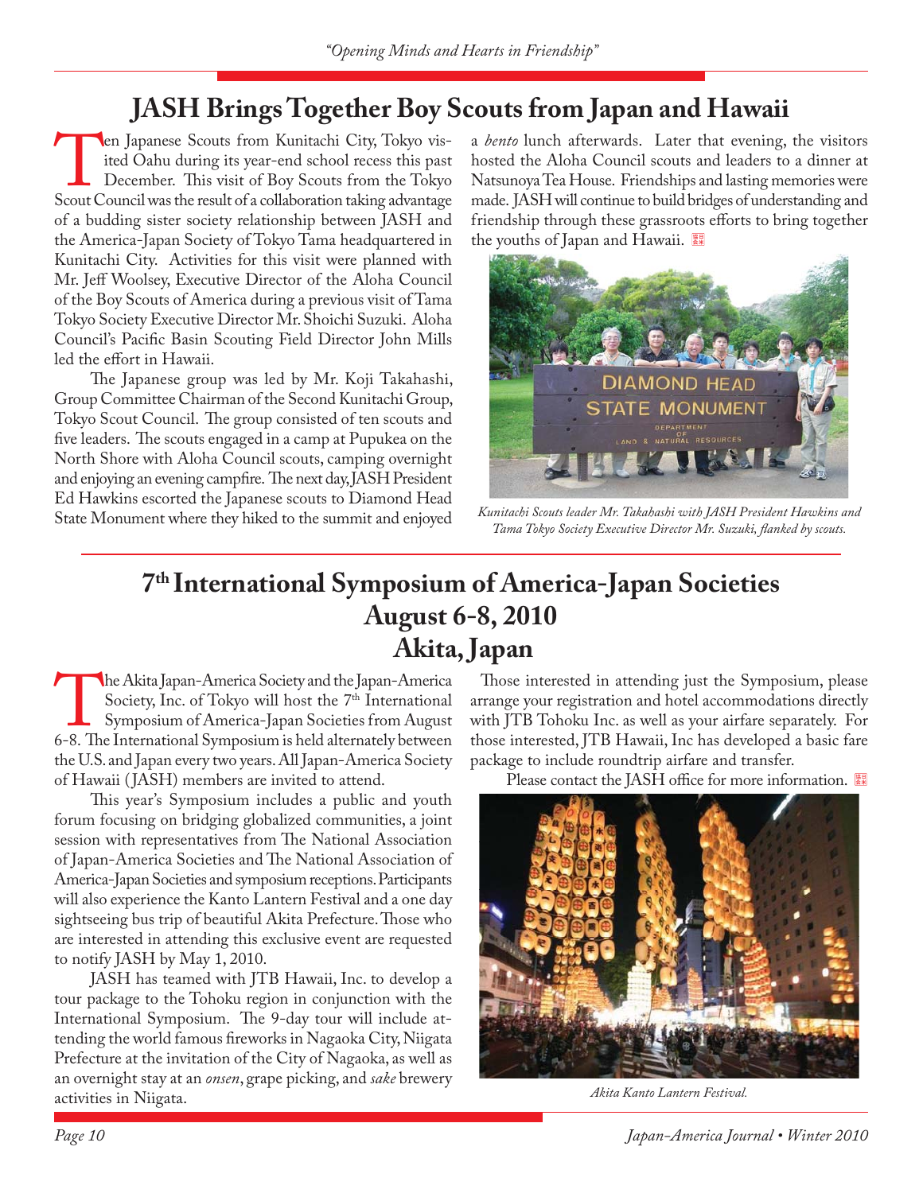# JASH Brings Together Boy Scouts from Japan and Hawaii

Ten Japanese Scouts from Kunitachi City, Tokyo visited Oahu during its year-end school recess this past December. This visit of Boy Scouts from the Tokyo Scout Council was the result of a collaboration taking advantage of a budding sister society relationship between JASH and the America-Japan Society of Tokyo Tama headquartered in Kunitachi City. Activities for this visit were planned with Mr. Jeff Woolsey, Executive Director of the Aloha Council of the Boy Scouts of America during a previous visit of Tama Tokyo Society Executive Director Mr. Shoichi Suzuki. Aloha Council's Pacific Basin Scouting Field Director John Mills led the effort in Hawaii.

The Japanese group was led by Mr. Koji Takahashi, Group Committee Chairman of the Second Kunitachi Group, Tokyo Scout Council. The group consisted of ten scouts and five leaders. The scouts engaged in a camp at Pupukea on the North Shore with Aloha Council scouts, camping overnight and enjoying an evening campfire. The next day, JASH President Ed Hawkins escorted the Japanese scouts to Diamond Head State Monument where they hiked to the summit and enjoyed a *bento* lunch afterwards. Later that evening, the visitors hosted the Aloha Council scouts and leaders to a dinner at Natsunoya Tea House. Friendships and lasting memories were made. JASH will continue to build bridges of understanding and friendship through these grassroots efforts to bring together the youths of Japan and Hawaii.

*Kunitachi Scouts leader Mr. Takahashi with JASH President Hawkins and Tama Tokyo Society Executive Director Mr. Suzuki, flanked by scouts.*

# 7th International Symposium of America-Japan Societies
## August 6-8, 2010
## Akita, Japan

The Akita Japan-America Society and the Japan-America Society, Inc. of Tokyo will host the 7th International Symposium of America-Japan Societies from August 6-8. The International Symposium is held alternately between the U.S. and Japan every two years. All Japan-America Society of Hawaii (JASH) members are invited to attend.

This year's Symposium includes a public and youth forum focusing on bridging globalized communities, a joint session with representatives from The National Association of Japan-America Societies and The National Association of America-Japan Societies and symposium receptions. Participants will also experience the Kanto Lantern Festival and a one day sightseeing bus trip of beautiful Akita Prefecture. Those who are interested in attending this exclusive event are requested to notify JASH by May 1, 2010.

JASH has teamed with JTB Hawaii, Inc. to develop a tour package to the Tohoku region in conjunction with the International Symposium. The 9-day tour will include attending the world famous fireworks in Nagaoka City, Niigata Prefecture at the invitation of the City of Nagaoka, as well as an overnight stay at an *onsen*, grape picking, and *sake* brewery activities in Niigata.

Those interested in attending just the Symposium, please arrange your registration and hotel accommodations directly with JTB Tohoku Inc. as well as your airfare separately. For those interested, JTB Hawaii, Inc has developed a basic fare package to include roundtrip airfare and transfer.

Please contact the JASH office for more information.

*Akita Kanto Lantern Festival.*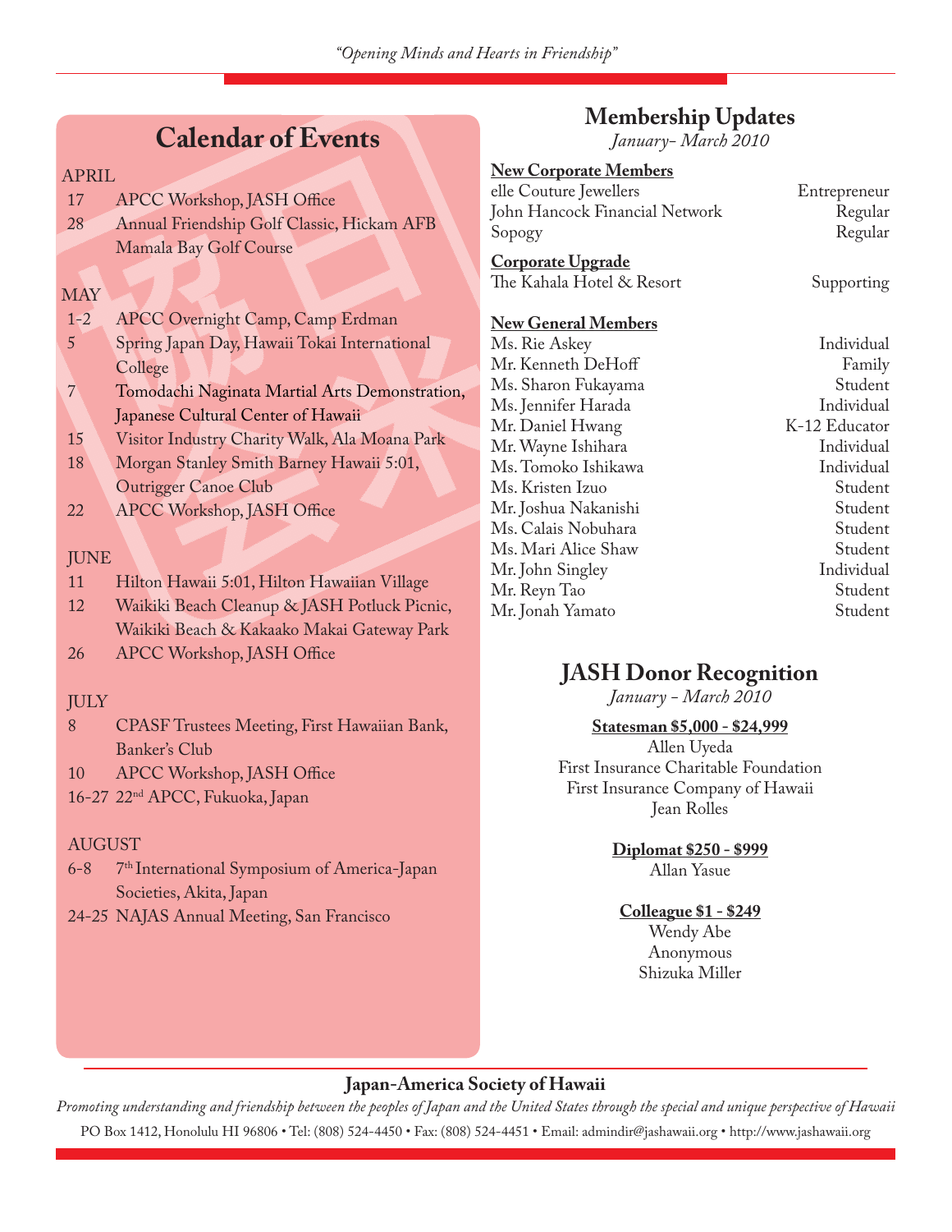## Calendar of Events

APRIL

- 17 APCC Workshop, JASH Office
- 28 Annual Friendship Golf Classic, Hickam AFB Mamala Bay Golf Course

MAY

- 1-2 APCC Overnight Camp, Camp Erdman
- 5 Spring Japan Day, Hawaii Tokai International College
- 7 Tomodachi Naginata Martial Arts Demonstration, Japanese Cultural Center of Hawaii
- 15 Visitor Industry Charity Walk, Ala Moana Park
- 18 Morgan Stanley Smith Barney Hawaii 5:01, Outrigger Canoe Club
- 22 APCC Workshop, JASH Office

JUNE

- 11 Hilton Hawaii 5:01, Hilton Hawaiian Village
- 12 Waikiki Beach Cleanup & JASH Potluck Picnic, Waikiki Beach & Kakaako Makai Gateway Park
- 26 APCC Workshop, JASH Office

JULY

- 8 CPASF Trustees Meeting, First Hawaiian Bank, Banker's Club
- 10 APCC Workshop, JASH Office
- 16-27 22nd APCC, Fukuoka, Japan

AUGUST

- 6-8 7th International Symposium of America-Japan Societies, Akita, Japan
- 24-25 NAJAS Annual Meeting, San Francisco

## Membership Updates

*January- March 2010*

**New Corporate Members**

| | |
|---|---|
| elle Couture Jewellers | Entrepreneur |
| John Hancock Financial Network | Regular |
| Sopogy | Regular |

**Corporate Upgrade**

| | |
|---|---|
| The Kahala Hotel & Resort | Supporting |

**New General Members**

| | |
|---|---|
| Ms. Rie Askey | Individual |
| Mr. Kenneth DeHoff | Family |
| Ms. Sharon Fukayama | Student |
| Ms. Jennifer Harada | Individual |
| Mr. Daniel Hwang | K-12 Educator |
| Mr. Wayne Ishihara | Individual |
| Ms. Tomoko Ishikawa | Individual |
| Ms. Kristen Izuo | Student |
| Mr. Joshua Nakanishi | Student |
| Ms. Calais Nobuhara | Student |
| Ms. Mari Alice Shaw | Student |
| Mr. John Singley | Individual |
| Mr. Reyn Tao | Student |
| Mr. Jonah Yamato | Student |

## JASH Donor Recognition

*January - March 2010*

**Statesman $5,000 - $24,999**

Allen Uyeda
First Insurance Charitable Foundation
First Insurance Company of Hawaii
Jean Rolles

**Diplomat $250 - $999**

Allan Yasue

**Colleague $1 - $249**

Wendy Abe
Anonymous
Shizuka Miller

**Japan-America Society of Hawaii**

*Promoting understanding and friendship between the peoples of Japan and the United States through the special and unique perspective of Hawaii*

PO Box 1412, Honolulu HI 96806 • Tel: (808) 524-4450 • Fax: (808) 524-4451 • Email: admindir@jashawaii.org • http://www.jashawaii.org